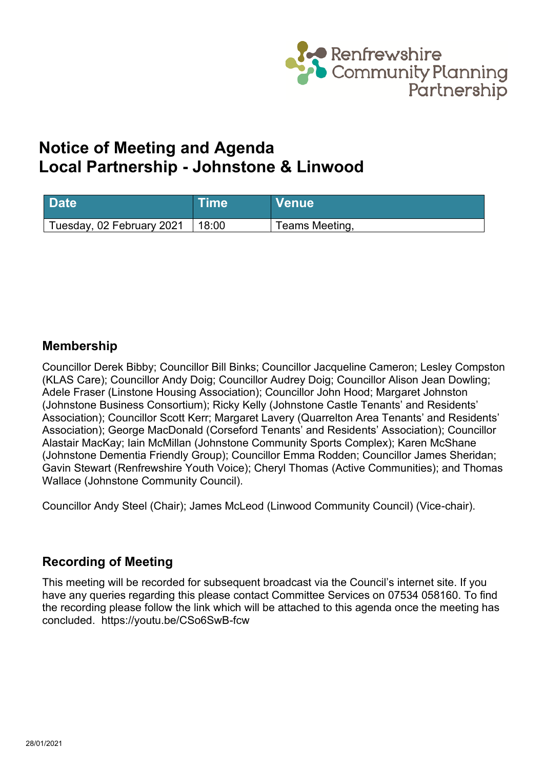Renfrewshire Community Planning Partnership

# Notice of Meeting and Agenda
# Local Partnership - Johnstone & Linwood

| Date | Time | Venue |
| --- | --- | --- |
| Tuesday, 02 February 2021 | 18:00 | Teams Meeting, |

## Membership

Councillor Derek Bibby; Councillor Bill Binks; Councillor Jacqueline Cameron; Lesley Compston (KLAS Care); Councillor Andy Doig; Councillor Audrey Doig; Councillor Alison Jean Dowling; Adele Fraser (Linstone Housing Association); Councillor John Hood; Margaret Johnston (Johnstone Business Consortium); Ricky Kelly (Johnstone Castle Tenants' and Residents' Association); Councillor Scott Kerr; Margaret Lavery (Quarrelton Area Tenants' and Residents' Association); George MacDonald (Corseford Tenants' and Residents' Association); Councillor Alastair MacKay; Iain McMillan (Johnstone Community Sports Complex); Karen McShane (Johnstone Dementia Friendly Group); Councillor Emma Rodden; Councillor James Sheridan; Gavin Stewart (Renfrewshire Youth Voice); Cheryl Thomas (Active Communities); and Thomas Wallace (Johnstone Community Council).

Councillor Andy Steel (Chair); James McLeod (Linwood Community Council) (Vice-chair).

## Recording of Meeting

This meeting will be recorded for subsequent broadcast via the Council's internet site. If you have any queries regarding this please contact Committee Services on 07534 058160. To find the recording please follow the link which will be attached to this agenda once the meeting has concluded. https://youtu.be/CSo6SwB-fcw

28/01/2021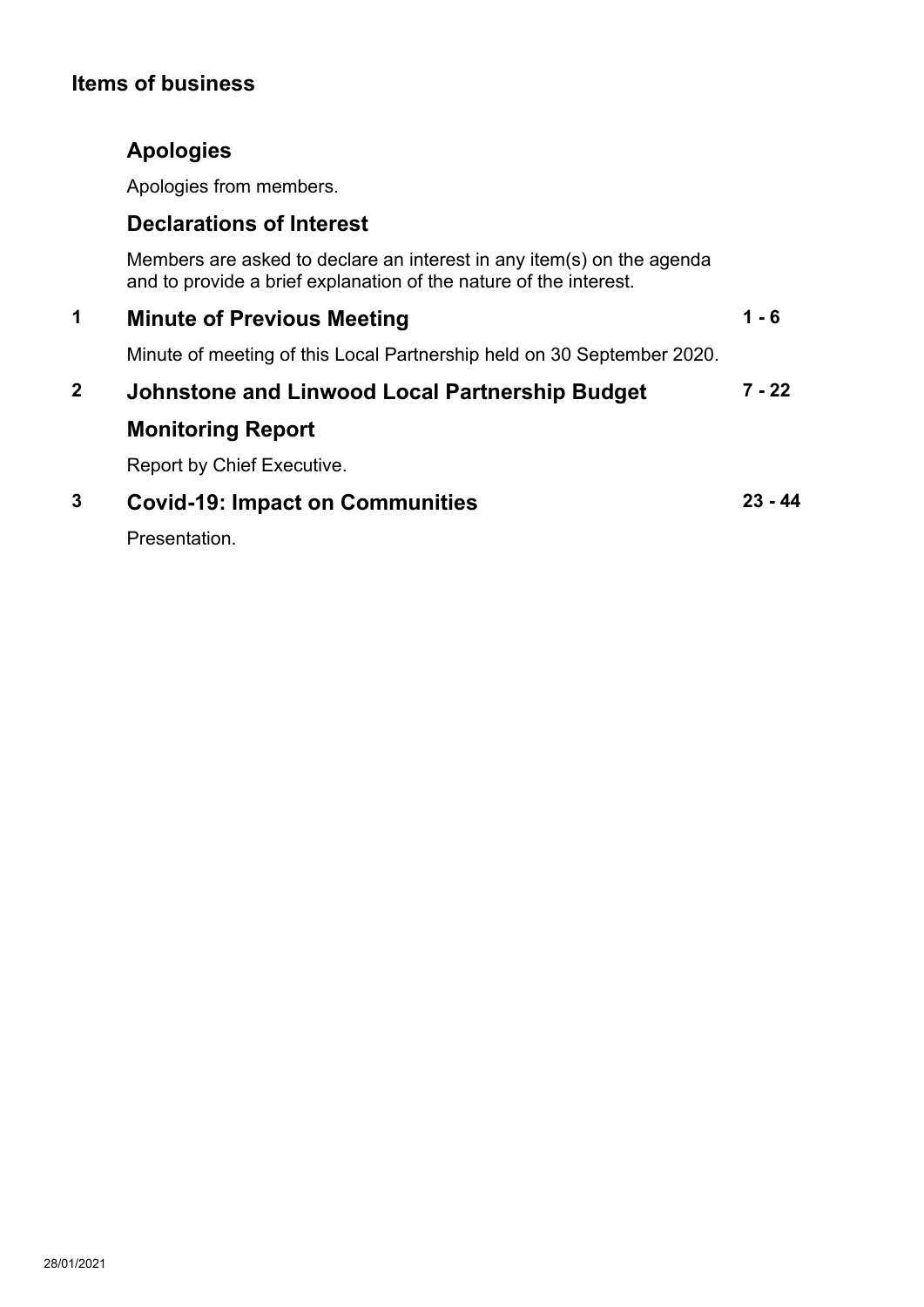## Items of business

### Apologies

Apologies from members.

### Declarations of Interest

Members are asked to declare an interest in any item(s) on the agenda and to provide a brief explanation of the nature of the interest.

| | | |
|---|---|---|
| **1** | **Minute of Previous Meeting**<br>Minute of meeting of this Local Partnership held on 30 September 2020. | **1 - 6** |
| **2** | **Johnstone and Linwood Local Partnership Budget Monitoring Report**<br>Report by Chief Executive. | **7 - 22** |
| **3** | **Covid-19: Impact on Communities**<br>Presentation. | **23 - 44** |

28/01/2021